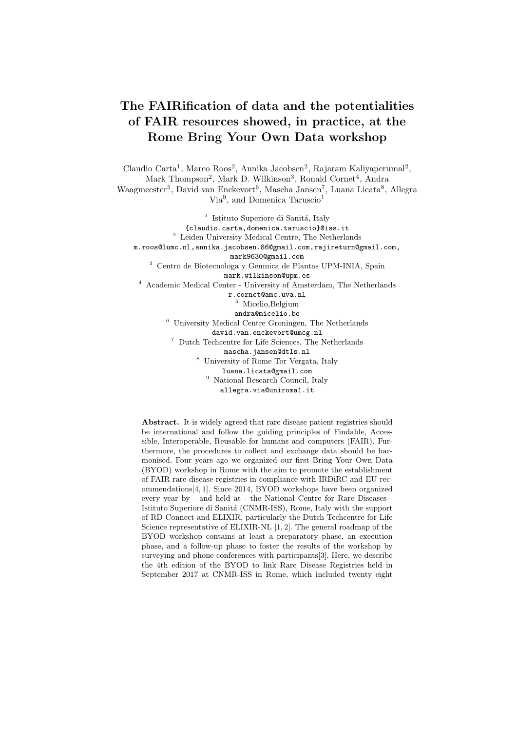# The FAIRification of data and the potentialities of FAIR resources showed, in practice, at the Rome Bring Your Own Data workshop

Claudio Carta[1], Marco Roos[2], Annika Jacobsen[2], Rajaram Kaliyaperumal[2], Mark Thompson[2], Mark D. Wilkinson[3], Ronald Cornet[4], Andra Waagmeester[5], David van Enckevort[6], Mascha Jansen[7], Luana Licata[8], Allegra Via[9], and Domenica Taruscio[1]

[1] Istituto Superiore di Sanitá, Italy
{claudio.carta,domenica.taruscio}@iss.it

[2] Leiden University Medical Centre, The Netherlands
m.roos@lumc.nl, annika.jacobsen.86@gmail.com, rajireturn@gmail.com, mark9630@gmail.com

[3] Centro de Biotecnologa y Genmica de Plantas UPM-INIA, Spain
mark.wilkinson@upm.es

[4] Academic Medical Center - University of Amsterdam, The Netherlands
r.cornet@amc.uva.nl

[5] Micelio,Belgium
andra@micelio.be

[6] University Medical Centre Groningen, The Netherlands
david.van.enckevort@umcg.nl

[7] Dutch Techcentre for Life Sciences, The Netherlands
mascha.jansen@dtls.nl

[8] University of Rome Tor Vergata, Italy
luana.licata@gmail.com

[9] National Research Council, Italy
allegra.via@uniroma1.it

**Abstract.** It is widely agreed that rare disease patient registries should be international and follow the guiding principles of Findable, Accessible, Interoperable, Reusable for humans and computers (FAIR). Furthermore, the procedures to collect and exchange data should be harmonised. Four years ago we organized our first Bring Your Own Data (BYOD) workshop in Rome with the aim to promote the establishment of FAIR rare disease registries in compliance with IRDiRC and EU recommendations[4, 1]. Since 2014, BYOD workshops have been organized every year by - and held at - the National Centre for Rare Diseases - Istituto Superiore di Sanitá (CNMR-ISS), Rome, Italy with the support of RD-Connect and ELIXIR, particularly the Dutch Techcentre for Life Science representative of ELIXIR-NL [1, 2]. The general roadmap of the BYOD workshop contains at least a preparatory phase, an execution phase, and a follow-up phase to foster the results of the workshop by surveying and phone conferences with participants[3]. Here, we describe the 4th edition of the BYOD to link Rare Disease Registries held in September 2017 at CNMR-ISS in Rome, which included twenty eight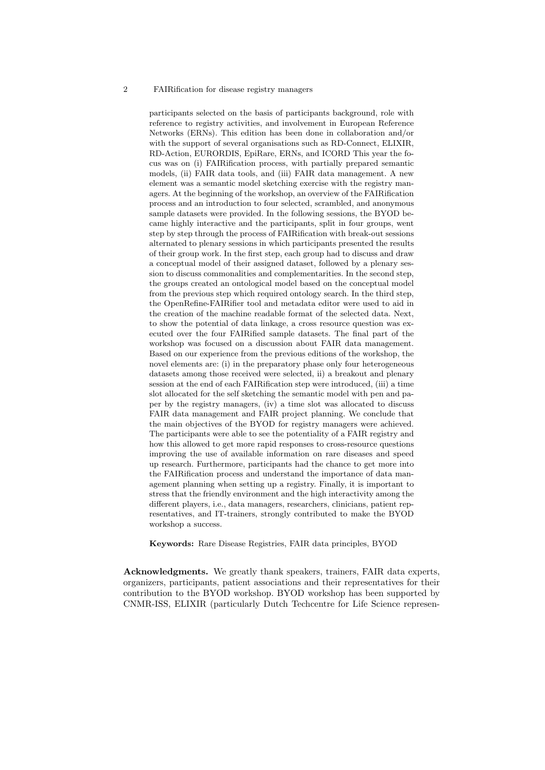participants selected on the basis of participants background, role with reference to registry activities, and involvement in European Reference Networks (ERNs). This edition has been done in collaboration and/or with the support of several organisations such as RD-Connect, ELIXIR, RD-Action, EURORDIS, EpiRare, ERNs, and ICORD This year the focus was on (i) FAIRification process, with partially prepared semantic models, (ii) FAIR data tools, and (iii) FAIR data management. A new element was a semantic model sketching exercise with the registry managers. At the beginning of the workshop, an overview of the FAIRification process and an introduction to four selected, scrambled, and anonymous sample datasets were provided. In the following sessions, the BYOD became highly interactive and the participants, split in four groups, went step by step through the process of FAIRification with break-out sessions alternated to plenary sessions in which participants presented the results of their group work. In the first step, each group had to discuss and draw a conceptual model of their assigned dataset, followed by a plenary session to discuss commonalities and complementarities. In the second step, the groups created an ontological model based on the conceptual model from the previous step which required ontology search. In the third step, the OpenRefine-FAIRifier tool and metadata editor were used to aid in the creation of the machine readable format of the selected data. Next, to show the potential of data linkage, a cross resource question was executed over the four FAIRified sample datasets. The final part of the workshop was focused on a discussion about FAIR data management. Based on our experience from the previous editions of the workshop, the novel elements are: (i) in the preparatory phase only four heterogeneous datasets among those received were selected, ii) a breakout and plenary session at the end of each FAIRification step were introduced, (iii) a time slot allocated for the self sketching the semantic model with pen and paper by the registry managers, (iv) a time slot was allocated to discuss FAIR data management and FAIR project planning. We conclude that the main objectives of the BYOD for registry managers were achieved. The participants were able to see the potentiality of a FAIR registry and how this allowed to get more rapid responses to cross-resource questions improving the use of available information on rare diseases and speed up research. Furthermore, participants had the chance to get more into the FAIRification process and understand the importance of data management planning when setting up a registry. Finally, it is important to stress that the friendly environment and the high interactivity among the different players, i.e., data managers, researchers, clinicians, patient representatives, and IT-trainers, strongly contributed to make the BYOD workshop a success.

**Keywords:** Rare Disease Registries, FAIR data principles, BYOD

**Acknowledgments.** We greatly thank speakers, trainers, FAIR data experts, organizers, participants, patient associations and their representatives for their contribution to the BYOD workshop. BYOD workshop has been supported by CNMR-ISS, ELIXIR (particularly Dutch Techcentre for Life Science represen-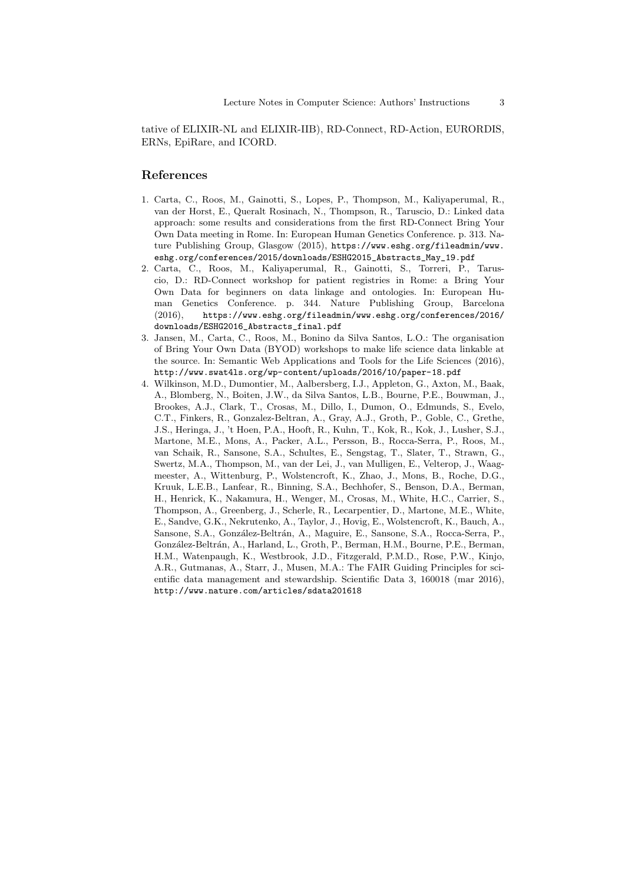tative of ELIXIR-NL and ELIXIR-IIB), RD-Connect, RD-Action, EURORDIS, ERNs, EpiRare, and ICORD.

## References

1. Carta, C., Roos, M., Gainotti, S., Lopes, P., Thompson, M., Kaliyaperumal, R., van der Horst, E., Queralt Rosinach, N., Thompson, R., Taruscio, D.: Linked data approach: some results and considerations from the first RD-Connect Bring Your Own Data meeting in Rome. In: European Human Genetics Conference. p. 313. Nature Publishing Group, Glasgow (2015), https://www.eshg.org/fileadmin/www.eshg.org/conferences/2015/downloads/ESHG2015_Abstracts_May_19.pdf
2. Carta, C., Roos, M., Kaliyaperumal, R., Gainotti, S., Torreri, P., Taruscio, D.: RD-Connect workshop for patient registries in Rome: a Bring Your Own Data for beginners on data linkage and ontologies. In: European Human Genetics Conference. p. 344. Nature Publishing Group, Barcelona (2016), https://www.eshg.org/fileadmin/www.eshg.org/conferences/2016/downloads/ESHG2016_Abstracts_final.pdf
3. Jansen, M., Carta, C., Roos, M., Bonino da Silva Santos, L.O.: The organisation of Bring Your Own Data (BYOD) workshops to make life science data linkable at the source. In: Semantic Web Applications and Tools for the Life Sciences (2016), http://www.swat4ls.org/wp-content/uploads/2016/10/paper-18.pdf
4. Wilkinson, M.D., Dumontier, M., Aalbersberg, I.J., Appleton, G., Axton, M., Baak, A., Blomberg, N., Boiten, J.W., da Silva Santos, L.B., Bourne, P.E., Bouwman, J., Brookes, A.J., Clark, T., Crosas, M., Dillo, I., Dumon, O., Edmunds, S., Evelo, C.T., Finkers, R., Gonzalez-Beltran, A., Gray, A.J., Groth, P., Goble, C., Grethe, J.S., Heringa, J., 't Hoen, P.A., Hooft, R., Kuhn, T., Kok, R., Kok, J., Lusher, S.J., Martone, M.E., Mons, A., Packer, A.L., Persson, B., Rocca-Serra, P., Roos, M., van Schaik, R., Sansone, S.A., Schultes, E., Sengstag, T., Slater, T., Strawn, G., Swertz, M.A., Thompson, M., van der Lei, J., van Mulligen, E., Velterop, J., Waagmeester, A., Wittenburg, P., Wolstencroft, K., Zhao, J., Mons, B., Roche, D.G., Kruuk, L.E.B., Lanfear, R., Binning, S.A., Bechhofer, S., Benson, D.A., Berman, H., Henrick, K., Nakamura, H., Wenger, M., Crosas, M., White, H.C., Carrier, S., Thompson, A., Greenberg, J., Scherle, R., Lecarpentier, D., Martone, M.E., White, E., Sandve, G.K., Nekrutenko, A., Taylor, J., Hovig, E., Wolstencroft, K., Bauch, A., Sansone, S.A., González-Beltrán, A., Maguire, E., Sansone, S.A., Rocca-Serra, P., González-Beltrán, A., Harland, L., Groth, P., Berman, H.M., Bourne, P.E., Berman, H.M., Watenpaugh, K., Westbrook, J.D., Fitzgerald, P.M.D., Rose, P.W., Kinjo, A.R., Gutmanas, A., Starr, J., Musen, M.A.: The FAIR Guiding Principles for scientific data management and stewardship. Scientific Data 3, 160018 (mar 2016), http://www.nature.com/articles/sdata201618